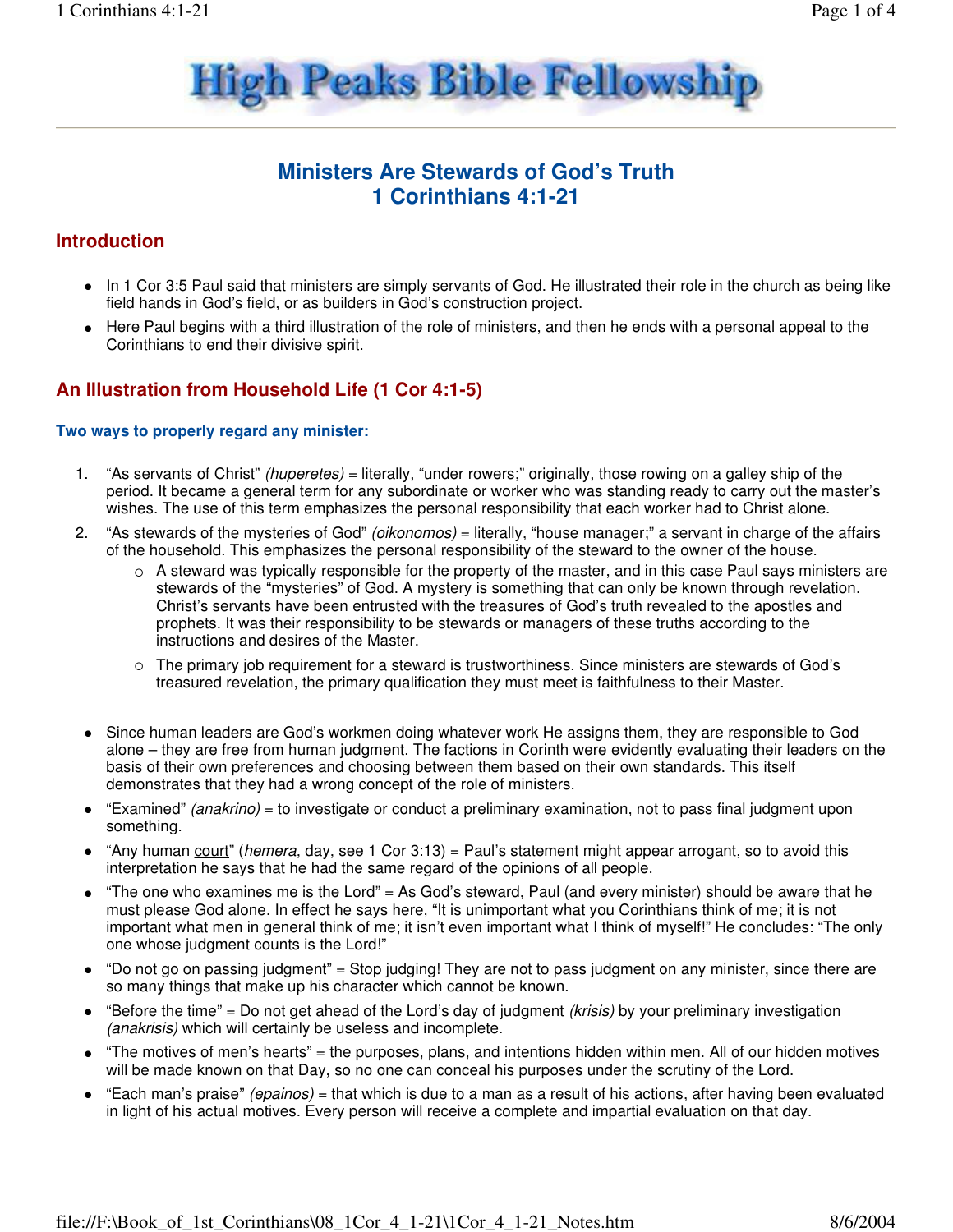# High Peaks Bible Fellowship

## Ministers Are Stewards of God's Truth
## 1 Corinthians 4:1-21

## Introduction

- In 1 Cor 3:5 Paul said that ministers are simply servants of God. He illustrated their role in the church as being like field hands in God's field, or as builders in God's construction project.
- Here Paul begins with a third illustration of the role of ministers, and then he ends with a personal appeal to the Corinthians to end their divisive spirit.

## An Illustration from Household Life (1 Cor 4:1-5)

### Two ways to properly regard any minister:

1. "As servants of Christ" *(huperetes)* = literally, "under rowers;" originally, those rowing on a galley ship of the period. It became a general term for any subordinate or worker who was standing ready to carry out the master's wishes. The use of this term emphasizes the personal responsibility that each worker had to Christ alone.
2. "As stewards of the mysteries of God" *(oikonomos)* = literally, "house manager;" a servant in charge of the affairs of the household. This emphasizes the personal responsibility of the steward to the owner of the house.
   - A steward was typically responsible for the property of the master, and in this case Paul says ministers are stewards of the "mysteries" of God. A mystery is something that can only be known through revelation. Christ's servants have been entrusted with the treasures of God's truth revealed to the apostles and prophets. It was their responsibility to be stewards or managers of these truths according to the instructions and desires of the Master.
   - The primary job requirement for a steward is trustworthiness. Since ministers are stewards of God's treasured revelation, the primary qualification they must meet is faithfulness to their Master.

- Since human leaders are God's workmen doing whatever work He assigns them, they are responsible to God alone – they are free from human judgment. The factions in Corinth were evidently evaluating their leaders on the basis of their own preferences and choosing between them based on their own standards. This itself demonstrates that they had a wrong concept of the role of ministers.
- "Examined" *(anakrino)* = to investigate or conduct a preliminary examination, not to pass final judgment upon something.
- "Any human <u>court</u>" (*hemera*, day, see 1 Cor 3:13) = Paul's statement might appear arrogant, so to avoid this interpretation he says that he had the same regard of the opinions of <u>all</u> people.
- "The one who examines me is the Lord" = As God's steward, Paul (and every minister) should be aware that he must please God alone. In effect he says here, "It is unimportant what you Corinthians think of me; it is not important what men in general think of me; it isn't even important what I think of myself!" He concludes: "The only one whose judgment counts is the Lord!"
- "Do not go on passing judgment" = Stop judging! They are not to pass judgment on any minister, since there are so many things that make up his character which cannot be known.
- "Before the time" = Do not get ahead of the Lord's day of judgment *(krisis)* by your preliminary investigation *(anakrisis)* which will certainly be useless and incomplete.
- "The motives of men's hearts" = the purposes, plans, and intentions hidden within men. All of our hidden motives will be made known on that Day, so no one can conceal his purposes under the scrutiny of the Lord.
- "Each man's praise" *(epainos)* = that which is due to a man as a result of his actions, after having been evaluated in light of his actual motives. Every person will receive a complete and impartial evaluation on that day.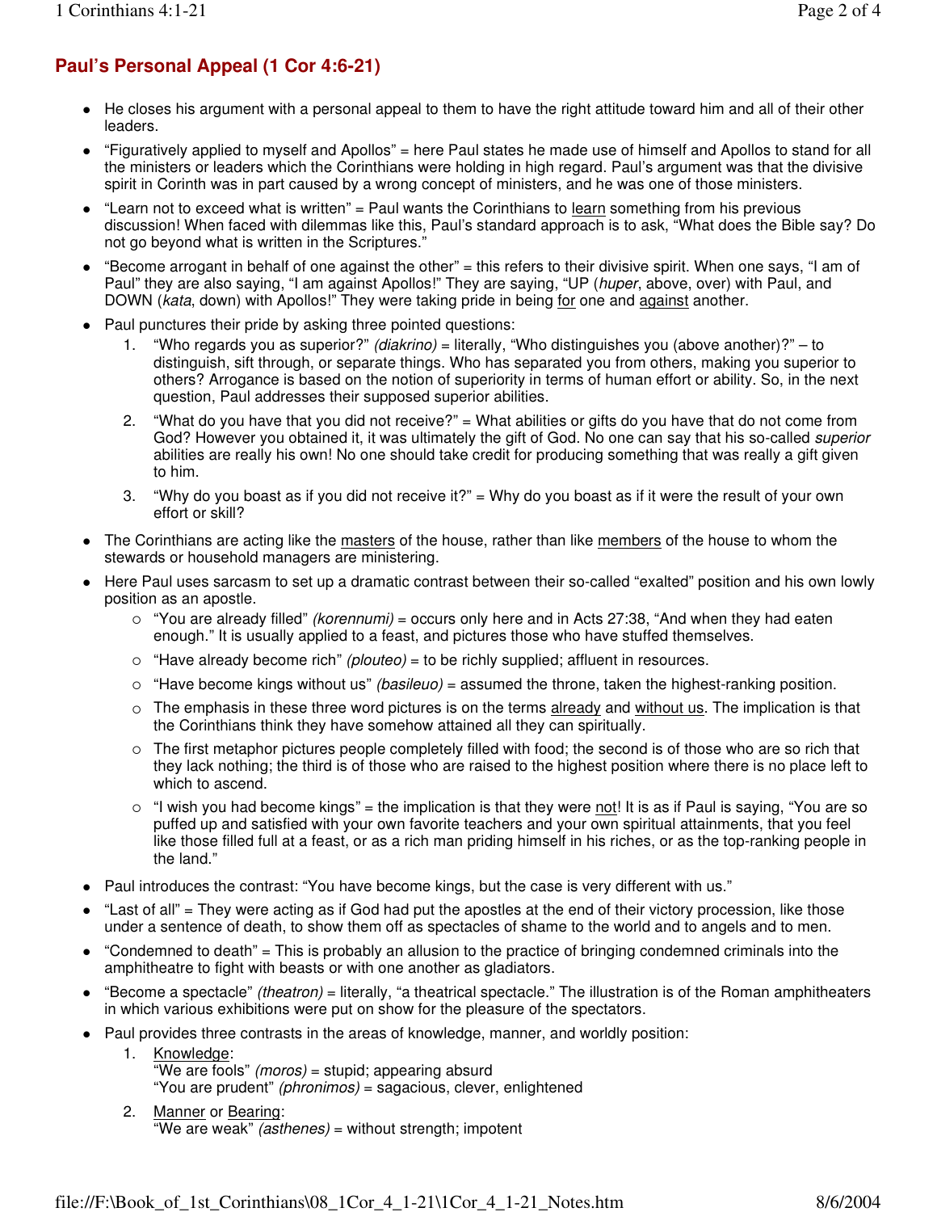## Paul's Personal Appeal (1 Cor 4:6-21)

- He closes his argument with a personal appeal to them to have the right attitude toward him and all of their other leaders.
- "Figuratively applied to myself and Apollos" = here Paul states he made use of himself and Apollos to stand for all the ministers or leaders which the Corinthians were holding in high regard. Paul's argument was that the divisive spirit in Corinth was in part caused by a wrong concept of ministers, and he was one of those ministers.
- "Learn not to exceed what is written" = Paul wants the Corinthians to <u>learn</u> something from his previous discussion! When faced with dilemmas like this, Paul's standard approach is to ask, "What does the Bible say? Do not go beyond what is written in the Scriptures."
- "Become arrogant in behalf of one against the other" = this refers to their divisive spirit. When one says, "I am of Paul" they are also saying, "I am against Apollos!" They are saying, "UP (*huper*, above, over) with Paul, and DOWN (*kata*, down) with Apollos!" They were taking pride in being <u>for</u> one and <u>against</u> another.
- Paul punctures their pride by asking three pointed questions:
  1. "Who regards you as superior?" *(diakrino)* = literally, "Who distinguishes you (above another)?" – to distinguish, sift through, or separate things. Who has separated you from others, making you superior to others? Arrogance is based on the notion of superiority in terms of human effort or ability. So, in the next question, Paul addresses their supposed superior abilities.
  2. "What do you have that you did not receive?" = What abilities or gifts do you have that do not come from God? However you obtained it, it was ultimately the gift of God. No one can say that his so-called *superior* abilities are really his own! No one should take credit for producing something that was really a gift given to him.
  3. "Why do you boast as if you did not receive it?" = Why do you boast as if it were the result of your own effort or skill?
- The Corinthians are acting like the <u>masters</u> of the house, rather than like <u>members</u> of the house to whom the stewards or household managers are ministering.
- Here Paul uses sarcasm to set up a dramatic contrast between their so-called "exalted" position and his own lowly position as an apostle.
  - "You are already filled" *(korennumi)* = occurs only here and in Acts 27:38, "And when they had eaten enough." It is usually applied to a feast, and pictures those who have stuffed themselves.
  - "Have already become rich" *(plouteo)* = to be richly supplied; affluent in resources.
  - "Have become kings without us" *(basileuo)* = assumed the throne, taken the highest-ranking position.
  - The emphasis in these three word pictures is on the terms <u>already</u> and <u>without us</u>. The implication is that the Corinthians think they have somehow attained all they can spiritually.
  - The first metaphor pictures people completely filled with food; the second is of those who are so rich that they lack nothing; the third is of those who are raised to the highest position where there is no place left to which to ascend.
  - "I wish you had become kings" = the implication is that they were <u>not</u>! It is as if Paul is saying, "You are so puffed up and satisfied with your own favorite teachers and your own spiritual attainments, that you feel like those filled full at a feast, or as a rich man priding himself in his riches, or as the top-ranking people in the land."
- Paul introduces the contrast: "You have become kings, but the case is very different with us."
- "Last of all" = They were acting as if God had put the apostles at the end of their victory procession, like those under a sentence of death, to show them off as spectacles of shame to the world and to angels and to men.
- "Condemned to death" = This is probably an allusion to the practice of bringing condemned criminals into the amphitheatre to fight with beasts or with one another as gladiators.
- "Become a spectacle" *(theatron)* = literally, "a theatrical spectacle." The illustration is of the Roman amphitheaters in which various exhibitions were put on show for the pleasure of the spectators.
- Paul provides three contrasts in the areas of knowledge, manner, and worldly position:
  1. <u>Knowledge</u>:
     "We are fools" *(moros)* = stupid; appearing absurd
     "You are prudent" *(phronimos)* = sagacious, clever, enlightened
  2. <u>Manner</u> or <u>Bearing</u>:
     "We are weak" *(asthenes)* = without strength; impotent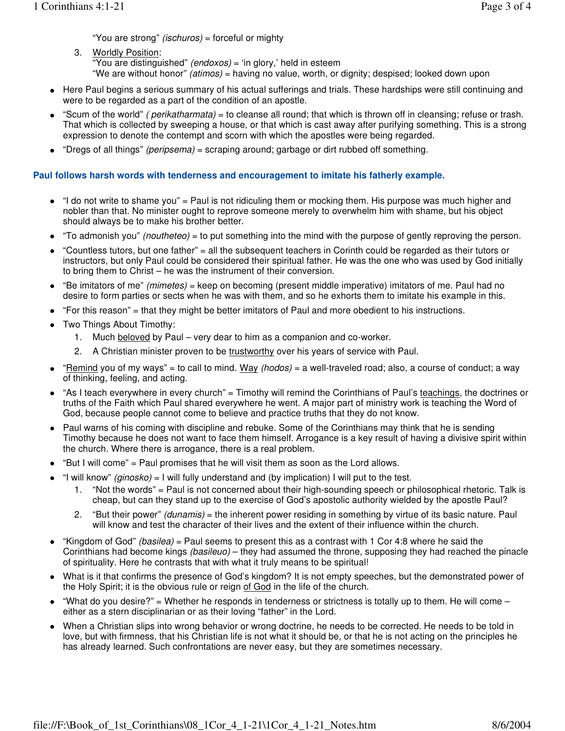"You are strong" *(ischuros)* = forceful or mighty

3. Worldly Position:
   "You are distinguished" *(endoxos)* = 'in glory,' held in esteem
   "We are without honor" *(atimos)* = having no value, worth, or dignity; despised; looked down upon

- Here Paul begins a serious summary of his actual sufferings and trials. These hardships were still continuing and were to be regarded as a part of the condition of an apostle.
- "Scum of the world" *( perikatharmata)* = to cleanse all round; that which is thrown off in cleansing; refuse or trash. That which is collected by sweeping a house, or that which is cast away after purifying something. This is a strong expression to denote the contempt and scorn with which the apostles were being regarded.
- "Dregs of all things" *(peripsema)* = scraping around; garbage or dirt rubbed off something.

**Paul follows harsh words with tenderness and encouragement to imitate his fatherly example.**

- "I do not write to shame you" = Paul is not ridiculing them or mocking them. His purpose was much higher and nobler than that. No minister ought to reprove someone merely to overwhelm him with shame, but his object should always be to make his brother better.
- "To admonish you" *(noutheteo)* = to put something into the mind with the purpose of gently reproving the person.
- "Countless tutors, but one father" = all the subsequent teachers in Corinth could be regarded as their tutors or instructors, but only Paul could be considered their spiritual father. He was the one who was used by God initially to bring them to Christ – he was the instrument of their conversion.
- "Be imitators of me" *(mimetes)* = keep on becoming (present middle imperative) imitators of me. Paul had no desire to form parties or sects when he was with them, and so he exhorts them to imitate his example in this.
- "For this reason" = that they might be better imitators of Paul and more obedient to his instructions.
- Two Things About Timothy:
  1. Much beloved by Paul – very dear to him as a companion and co-worker.
  2. A Christian minister proven to be trustworthy over his years of service with Paul.
- "Remind you of my ways" = to call to mind. Way *(hodos)* = a well-traveled road; also, a course of conduct; a way of thinking, feeling, and acting.
- "As I teach everywhere in every church" = Timothy will remind the Corinthians of Paul's teachings, the doctrines or truths of the Faith which Paul shared everywhere he went. A major part of ministry work is teaching the Word of God, because people cannot come to believe and practice truths that they do not know.
- Paul warns of his coming with discipline and rebuke. Some of the Corinthians may think that he is sending Timothy because he does not want to face them himself. Arrogance is a key result of having a divisive spirit within the church. Where there is arrogance, there is a real problem.
- "But I will come" = Paul promises that he will visit them as soon as the Lord allows.
- "I will know" *(ginosko)* = I will fully understand and (by implication) I will put to the test.
  1. "Not the words" = Paul is not concerned about their high-sounding speech or philosophical rhetoric. Talk is cheap, but can they stand up to the exercise of God's apostolic authority wielded by the apostle Paul?
  2. "But their power" *(dunamis)* = the inherent power residing in something by virtue of its basic nature. Paul will know and test the character of their lives and the extent of their influence within the church.
- "Kingdom of God" *(basilea)* = Paul seems to present this as a contrast with 1 Cor 4:8 where he said the Corinthians had become kings *(basileuo)* – they had assumed the throne, supposing they had reached the pinacle of spirituality. Here he contrasts that with what it truly means to be spiritual!
- What is it that confirms the presence of God's kingdom? It is not empty speeches, but the demonstrated power of the Holy Spirit; it is the obvious rule or reign of God in the life of the church.
- "What do you desire?" = Whether he responds in tenderness or strictness is totally up to them. He will come – either as a stern disciplinarian or as their loving "father" in the Lord.
- When a Christian slips into wrong behavior or wrong doctrine, he needs to be corrected. He needs to be told in love, but with firmness, that his Christian life is not what it should be, or that he is not acting on the principles he has already learned. Such confrontations are never easy, but they are sometimes necessary.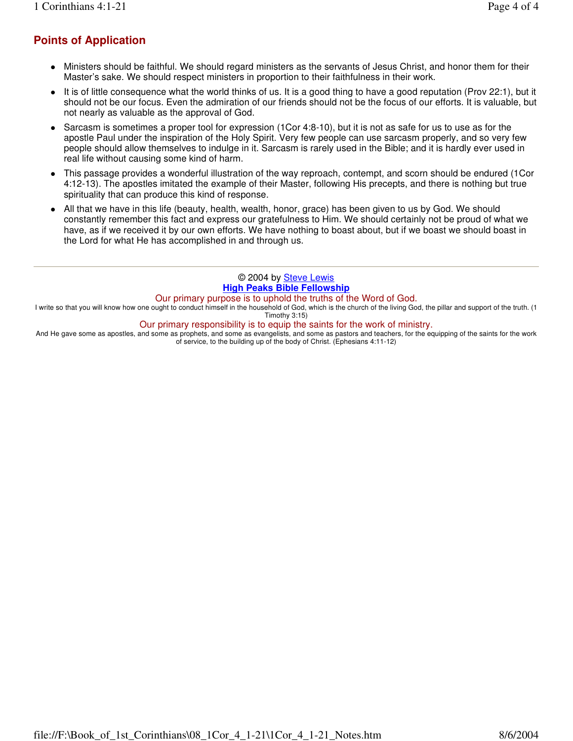## Points of Application

- Ministers should be faithful. We should regard ministers as the servants of Jesus Christ, and honor them for their Master's sake. We should respect ministers in proportion to their faithfulness in their work.
- It is of little consequence what the world thinks of us. It is a good thing to have a good reputation (Prov 22:1), but it should not be our focus. Even the admiration of our friends should not be the focus of our efforts. It is valuable, but not nearly as valuable as the approval of God.
- Sarcasm is sometimes a proper tool for expression (1Cor 4:8-10), but it is not as safe for us to use as for the apostle Paul under the inspiration of the Holy Spirit. Very few people can use sarcasm properly, and so very few people should allow themselves to indulge in it. Sarcasm is rarely used in the Bible; and it is hardly ever used in real life without causing some kind of harm.
- This passage provides a wonderful illustration of the way reproach, contempt, and scorn should be endured (1Cor 4:12-13). The apostles imitated the example of their Master, following His precepts, and there is nothing but true spirituality that can produce this kind of response.
- All that we have in this life (beauty, health, wealth, honor, grace) has been given to us by God. We should constantly remember this fact and express our gratefulness to Him. We should certainly not be proud of what we have, as if we received it by our own efforts. We have nothing to boast about, but if we boast we should boast in the Lord for what He has accomplished in and through us.

---

© 2004 by Steve Lewis

**High Peaks Bible Fellowship**

Our primary purpose is to uphold the truths of the Word of God.

I write so that you will know how one ought to conduct himself in the household of God, which is the church of the living God, the pillar and support of the truth. (1 Timothy 3:15)

Our primary responsibility is to equip the saints for the work of ministry.

And He gave some as apostles, and some as prophets, and some as evangelists, and some as pastors and teachers, for the equipping of the saints for the work of service, to the building up of the body of Christ. (Ephesians 4:11-12)